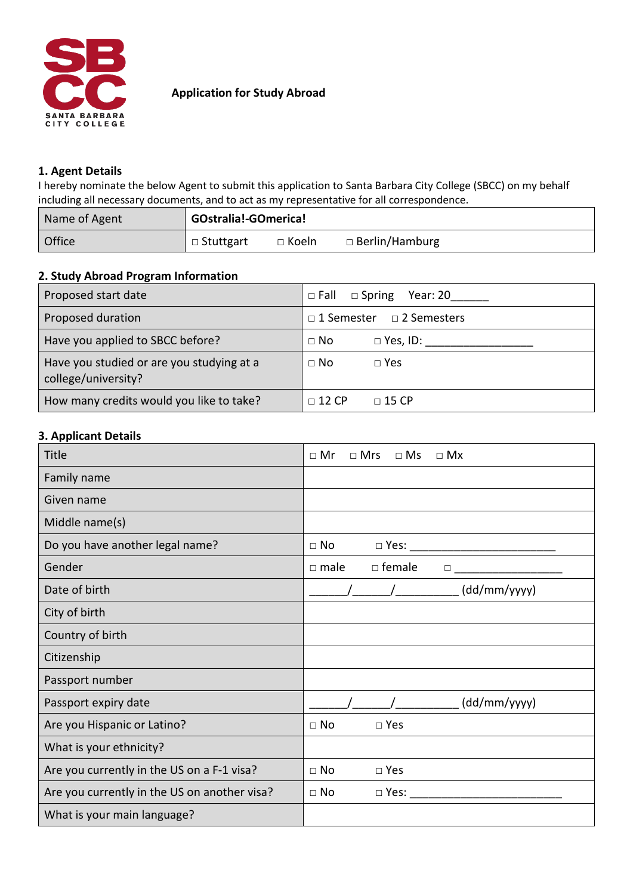SANTA BARBARA CITY COLLEGE

**Application for Study Abroad**

### 1. Agent Details

I hereby nominate the below Agent to submit this application to Santa Barbara City College (SBCC) on my behalf including all necessary documents, and to act as my representative for all correspondence.

| Name of Agent | **GOstralia!-GOmerica!** |
|---|---|
| Office | □ Stuttgart □ Koeln □ Berlin/Hamburg |

### 2. Study Abroad Program Information

| Proposed start date | □ Fall □ Spring Year: 20______ |
|---|---|
| Proposed duration | □ 1 Semester □ 2 Semesters |
| Have you applied to SBCC before? | □ No □ Yes, ID: _________________ |
| Have you studied or are you studying at a college/university? | □ No □ Yes |
| How many credits would you like to take? | □ 12 CP □ 15 CP |

### 3. Applicant Details

| Title | □ Mr □ Mrs □ Ms □ Mx |
|---|---|
| Family name | |
| Given name | |
| Middle name(s) | |
| Do you have another legal name? | □ No □ Yes: _______________________ |
| Gender | □ male □ female □ _________________ |
| Date of birth | ______/______/__________ (dd/mm/yyyy) |
| City of birth | |
| Country of birth | |
| Citizenship | |
| Passport number | |
| Passport expiry date | ______/______/__________ (dd/mm/yyyy) |
| Are you Hispanic or Latino? | □ No □ Yes |
| What is your ethnicity? | |
| Are you currently in the US on a F-1 visa? | □ No □ Yes |
| Are you currently in the US on another visa? | □ No □ Yes: ________________________ |
| What is your main language? | |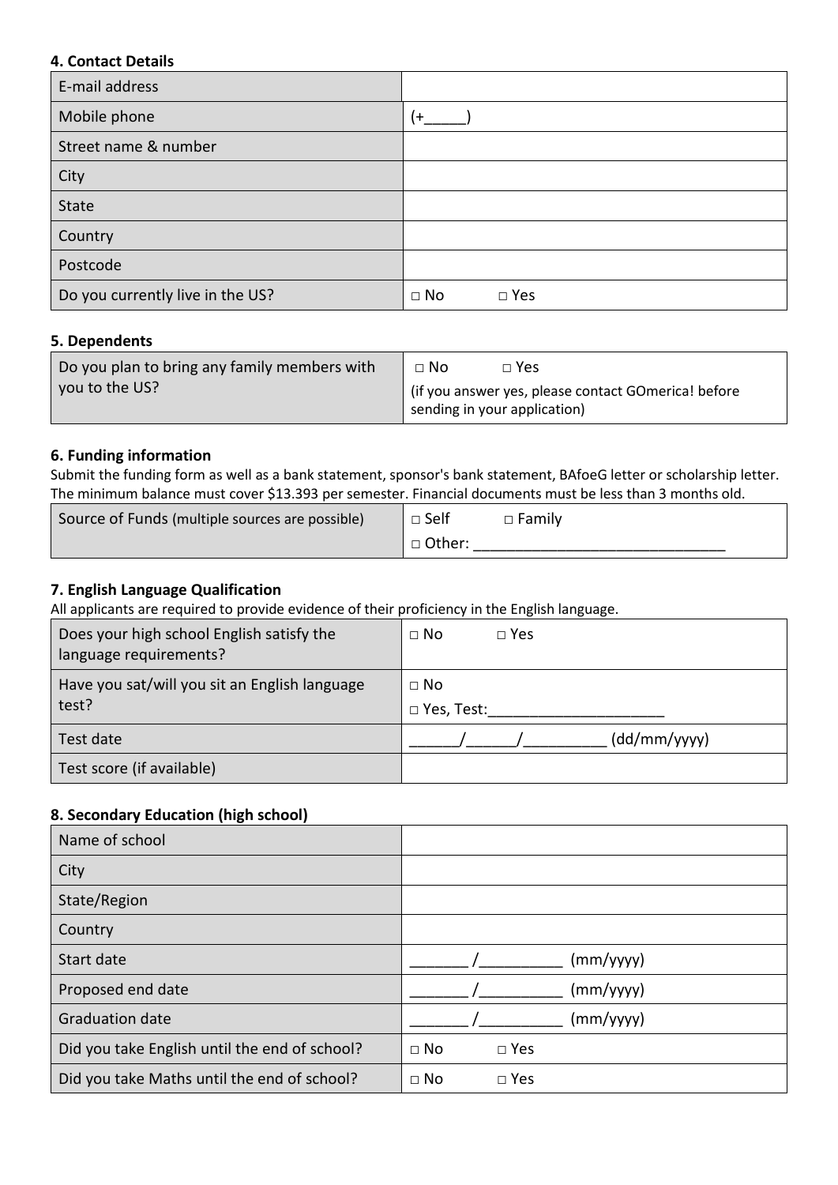#### 4. Contact Details

| E-mail address | |
|---|---|
| Mobile phone | (+_____) |
| Street name & number | |
| City | |
| State | |
| Country | |
| Postcode | |
| Do you currently live in the US? | □ No □ Yes |

#### 5. Dependents

| Do you plan to bring any family members with you to the US? | □ No □ Yes (if you answer yes, please contact GOmerica! before sending in your application) |
|---|---|

#### 6. Funding information

Submit the funding form as well as a bank statement, sponsor's bank statement, BAfoeG letter or scholarship letter. The minimum balance must cover $13.393 per semester. Financial documents must be less than 3 months old.

| Source of Funds (multiple sources are possible) | □ Self □ Family □ Other: _____________________________ |
|---|---|

#### 7. English Language Qualification

All applicants are required to provide evidence of their proficiency in the English language.

| Does your high school English satisfy the language requirements? | □ No □ Yes |
|---|---|
| Have you sat/will you sit an English language test? | □ No □ Yes, Test:_____________________ |
| Test date | ______/______/__________ (dd/mm/yyyy) |
| Test score (if available) | |

#### 8. Secondary Education (high school)

| Name of school | |
|---|---|
| City | |
| State/Region | |
| Country | |
| Start date | _______/__________ (mm/yyyy) |
| Proposed end date | _______/__________ (mm/yyyy) |
| Graduation date | _______/__________ (mm/yyyy) |
| Did you take English until the end of school? | □ No □ Yes |
| Did you take Maths until the end of school? | □ No □ Yes |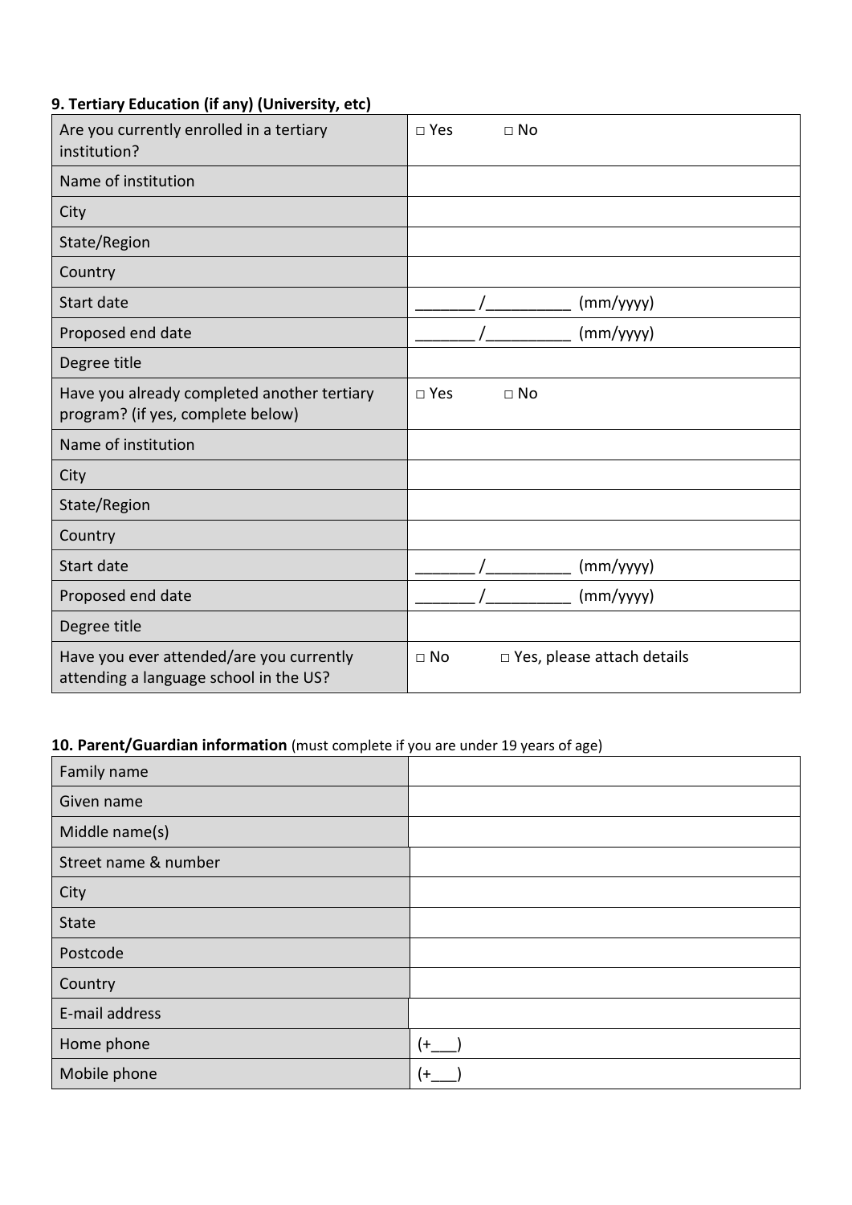**9. Tertiary Education (if any) (University, etc)**

| | |
|---|---|
| Are you currently enrolled in a tertiary institution? | □ Yes □ No |
| Name of institution | |
| City | |
| State/Region | |
| Country | |
| Start date | _______ /__________ (mm/yyyy) |
| Proposed end date | _______ /__________ (mm/yyyy) |
| Degree title | |
| Have you already completed another tertiary program? (if yes, complete below) | □ Yes □ No |
| Name of institution | |
| City | |
| State/Region | |
| Country | |
| Start date | _______ /__________ (mm/yyyy) |
| Proposed end date | _______ /__________ (mm/yyyy) |
| Degree title | |
| Have you ever attended/are you currently attending a language school in the US? | □ No □ Yes, please attach details |

**10. Parent/Guardian information** (must complete if you are under 19 years of age)

| | |
|---|---|
| Family name | |
| Given name | |
| Middle name(s) | |
| Street name & number | |
| City | |
| State | |
| Postcode | |
| Country | |
| E-mail address | |
| Home phone | (+___) |
| Mobile phone | (+___) |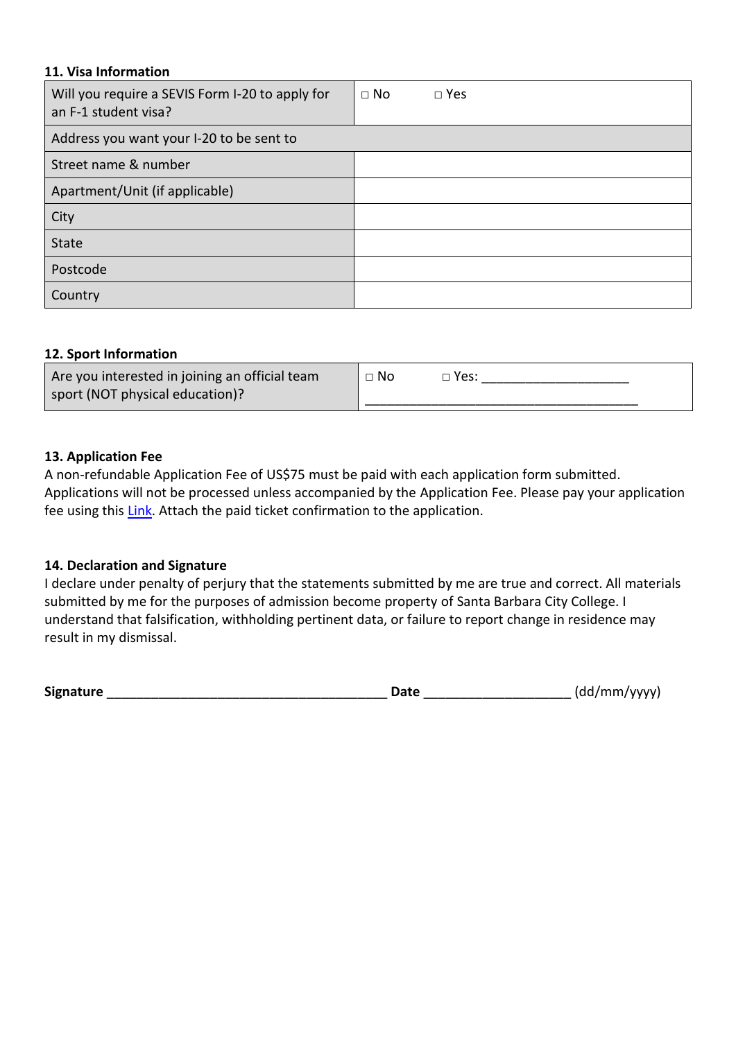#### 11. Visa Information

| | |
|---|---|
| Will you require a SEVIS Form I-20 to apply for an F-1 student visa? | □ No □ Yes |
| Address you want your I-20 to be sent to | |
| Street name & number | |
| Apartment/Unit (if applicable) | |
| City | |
| State | |
| Postcode | |
| Country | |

#### 12. Sport Information

| | |
|---|---|
| Are you interested in joining an official team sport (NOT physical education)? | □ No □ Yes: ____________________ ______________________________________ |

#### 13. Application Fee

A non-refundable Application Fee of US$75 must be paid with each application form submitted. Applications will not be processed unless accompanied by the Application Fee. Please pay your application fee using this Link. Attach the paid ticket confirmation to the application.

#### 14. Declaration and Signature

I declare under penalty of perjury that the statements submitted by me are true and correct. All materials submitted by me for the purposes of admission become property of Santa Barbara City College. I understand that falsification, withholding pertinent data, or failure to report change in residence may result in my dismissal.

**Signature** ______________________________________ **Date** ___________________ (dd/mm/yyyy)